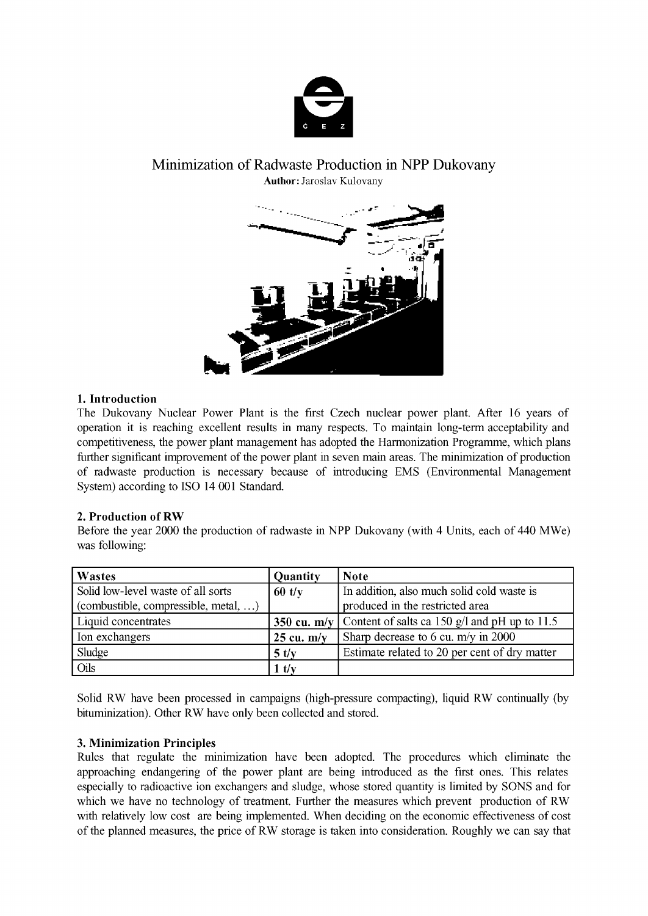# Minimization of Radwaste Production in NPP Dukovany

**Author:** Jaroslav Kulovany

## 1. Introduction

The Dukovany Nuclear Power Plant is the first Czech nuclear power plant. After 16 years of operation it is reaching excellent results in many respects. To maintain long-term acceptability and competitiveness, the power plant management has adopted the Harmonization Programme, which plans further significant improvement of the power plant in seven main areas. The minimization of production of radwaste production is necessary because of introducing EMS (Environmental Management System) according to ISO 14 001 Standard.

## 2. Production of RW

Before the year 2000 the production of radwaste in NPP Dukovany (with 4 Units, each of 440 MWe) was following:

| Wastes | Quantity | Note |
|---|---|---|
| Solid low-level waste of all sorts (combustible, compressible, metal, …) | **60 t/y** | In addition, also much solid cold waste is produced in the restricted area |
| Liquid concentrates | **350 cu. m/y** | Content of salts ca 150 g/l and pH up to 11.5 |
| Ion exchangers | **25 cu. m/y** | Sharp decrease to 6 cu. m/y in 2000 |
| Sludge | **5 t/y** | Estimate related to 20 per cent of dry matter |
| Oils | **1 t/y** | |

Solid RW have been processed in campaigns (high-pressure compacting), liquid RW continually (by bituminization). Other RW have only been collected and stored.

## 3. Minimization Principles

Rules that regulate the minimization have been adopted. The procedures which eliminate the approaching endangering of the power plant are being introduced as the first ones. This relates especially to radioactive ion exchangers and sludge, whose stored quantity is limited by SONS and for which we have no technology of treatment. Further the measures which prevent production of RW with relatively low cost are being implemented. When deciding on the economic effectiveness of cost of the planned measures, the price of RW storage is taken into consideration. Roughly we can say that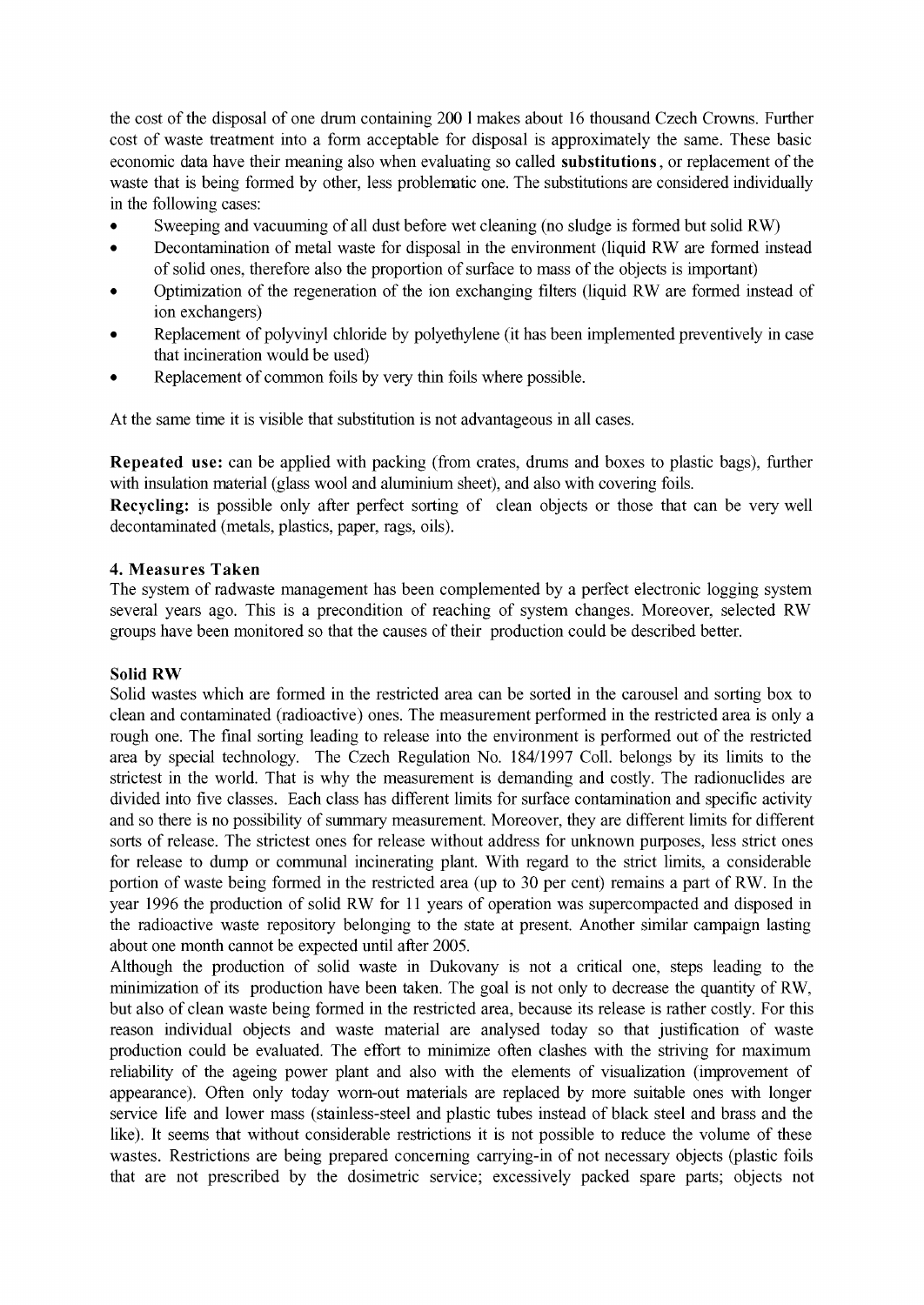the cost of the disposal of one drum containing 200 l makes about 16 thousand Czech Crowns. Further cost of waste treatment into a form acceptable for disposal is approximately the same. These basic economic data have their meaning also when evaluating so called **substitutions**, or replacement of the waste that is being formed by other, less problematic one. The substitutions are considered individually in the following cases:

- Sweeping and vacuuming of all dust before wet cleaning (no sludge is formed but solid RW)
- Decontamination of metal waste for disposal in the environment (liquid RW are formed instead of solid ones, therefore also the proportion of surface to mass of the objects is important)
- Optimization of the regeneration of the ion exchanging filters (liquid RW are formed instead of ion exchangers)
- Replacement of polyvinyl chloride by polyethylene (it has been implemented preventively in case that incineration would be used)
- Replacement of common foils by very thin foils where possible.

At the same time it is visible that substitution is not advantageous in all cases.

**Repeated use:** can be applied with packing (from crates, drums and boxes to plastic bags), further with insulation material (glass wool and aluminium sheet), and also with covering foils.
**Recycling:** is possible only after perfect sorting of clean objects or those that can be very well decontaminated (metals, plastics, paper, rags, oils).

## 4. Measures Taken

The system of radwaste management has been complemented by a perfect electronic logging system several years ago. This is a precondition of reaching of system changes. Moreover, selected RW groups have been monitored so that the causes of their production could be described better.

### Solid RW

Solid wastes which are formed in the restricted area can be sorted in the carousel and sorting box to clean and contaminated (radioactive) ones. The measurement performed in the restricted area is only a rough one. The final sorting leading to release into the environment is performed out of the restricted area by special technology. The Czech Regulation No. 184/1997 Coll. belongs by its limits to the strictest in the world. That is why the measurement is demanding and costly. The radionuclides are divided into five classes. Each class has different limits for surface contamination and specific activity and so there is no possibility of summary measurement. Moreover, they are different limits for different sorts of release. The strictest ones for release without address for unknown purposes, less strict ones for release to dump or communal incinerating plant. With regard to the strict limits, a considerable portion of waste being formed in the restricted area (up to 30 per cent) remains a part of RW. In the year 1996 the production of solid RW for 11 years of operation was supercompacted and disposed in the radioactive waste repository belonging to the state at present. Another similar campaign lasting about one month cannot be expected until after 2005.

Although the production of solid waste in Dukovany is not a critical one, steps leading to the minimization of its production have been taken. The goal is not only to decrease the quantity of RW, but also of clean waste being formed in the restricted area, because its release is rather costly. For this reason individual objects and waste material are analysed today so that justification of waste production could be evaluated. The effort to minimize often clashes with the striving for maximum reliability of the ageing power plant and also with the elements of visualization (improvement of appearance). Often only today worn-out materials are replaced by more suitable ones with longer service life and lower mass (stainless-steel and plastic tubes instead of black steel and brass and the like). It seems that without considerable restrictions it is not possible to reduce the volume of these wastes. Restrictions are being prepared concerning carrying-in of not necessary objects (plastic foils that are not prescribed by the dosimetric service; excessively packed spare parts; objects not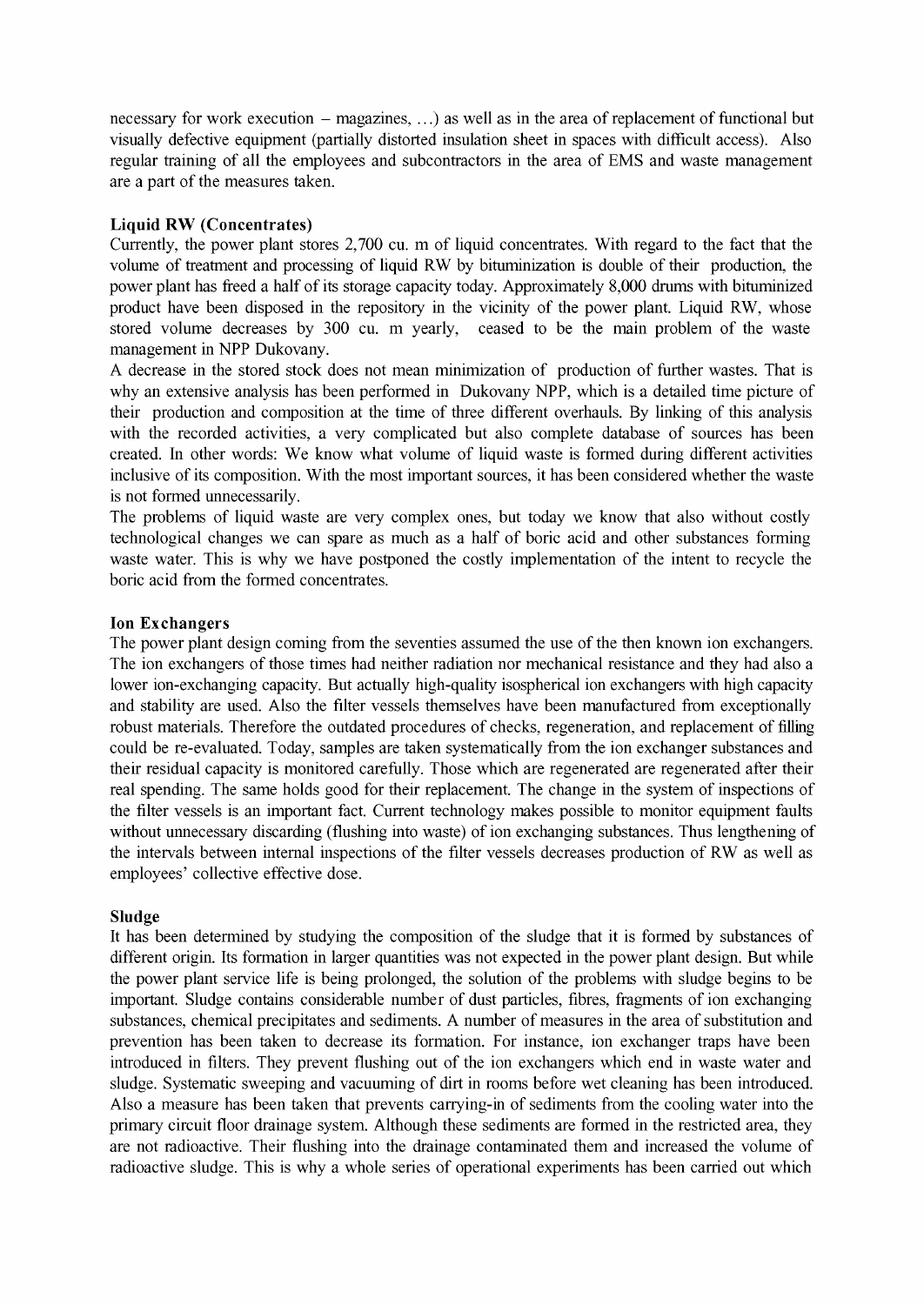necessary for work execution – magazines, …) as well as in the area of replacement of functional but visually defective equipment (partially distorted insulation sheet in spaces with difficult access). Also regular training of all the employees and subcontractors in the area of EMS and waste management are a part of the measures taken.

**Liquid RW (Concentrates)**

Currently, the power plant stores 2,700 cu. m of liquid concentrates. With regard to the fact that the volume of treatment and processing of liquid RW by bituminization is double of their production, the power plant has freed a half of its storage capacity today. Approximately 8,000 drums with bituminized product have been disposed in the repository in the vicinity of the power plant. Liquid RW, whose stored volume decreases by 300 cu. m yearly, ceased to be the main problem of the waste management in NPP Dukovany.

A decrease in the stored stock does not mean minimization of production of further wastes. That is why an extensive analysis has been performed in Dukovany NPP, which is a detailed time picture of their production and composition at the time of three different overhauls. By linking of this analysis with the recorded activities, a very complicated but also complete database of sources has been created. In other words: We know what volume of liquid waste is formed during different activities inclusive of its composition. With the most important sources, it has been considered whether the waste is not formed unnecessarily.

The problems of liquid waste are very complex ones, but today we know that also without costly technological changes we can spare as much as a half of boric acid and other substances forming waste water. This is why we have postponed the costly implementation of the intent to recycle the boric acid from the formed concentrates.

**Ion Exchangers**

The power plant design coming from the seventies assumed the use of the then known ion exchangers. The ion exchangers of those times had neither radiation nor mechanical resistance and they had also a lower ion-exchanging capacity. But actually high-quality isospherical ion exchangers with high capacity and stability are used. Also the filter vessels themselves have been manufactured from exceptionally robust materials. Therefore the outdated procedures of checks, regeneration, and replacement of filling could be re-evaluated. Today, samples are taken systematically from the ion exchanger substances and their residual capacity is monitored carefully. Those which are regenerated are regenerated after their real spending. The same holds good for their replacement. The change in the system of inspections of the filter vessels is an important fact. Current technology makes possible to monitor equipment faults without unnecessary discarding (flushing into waste) of ion exchanging substances. Thus lengthening of the intervals between internal inspections of the filter vessels decreases production of RW as well as employees' collective effective dose.

**Sludge**

It has been determined by studying the composition of the sludge that it is formed by substances of different origin. Its formation in larger quantities was not expected in the power plant design. But while the power plant service life is being prolonged, the solution of the problems with sludge begins to be important. Sludge contains considerable number of dust particles, fibres, fragments of ion exchanging substances, chemical precipitates and sediments. A number of measures in the area of substitution and prevention has been taken to decrease its formation. For instance, ion exchanger traps have been introduced in filters. They prevent flushing out of the ion exchangers which end in waste water and sludge. Systematic sweeping and vacuuming of dirt in rooms before wet cleaning has been introduced. Also a measure has been taken that prevents carrying-in of sediments from the cooling water into the primary circuit floor drainage system. Although these sediments are formed in the restricted area, they are not radioactive. Their flushing into the drainage contaminated them and increased the volume of radioactive sludge. This is why a whole series of operational experiments has been carried out which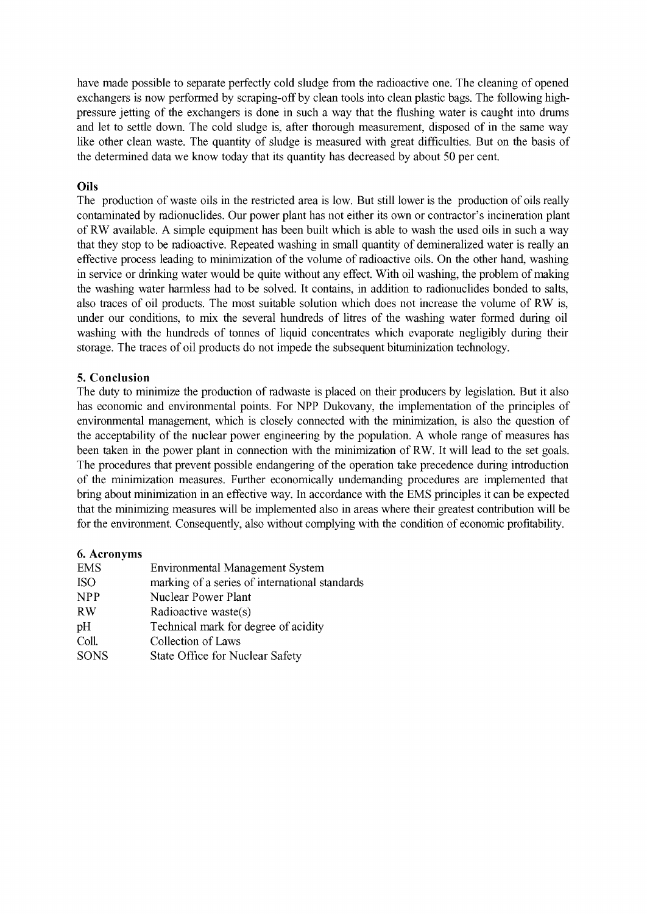have made possible to separate perfectly cold sludge from the radioactive one. The cleaning of opened exchangers is now performed by scraping-off by clean tools into clean plastic bags. The following high-pressure jetting of the exchangers is done in such a way that the flushing water is caught into drums and let to settle down. The cold sludge is, after thorough measurement, disposed of in the same way like other clean waste. The quantity of sludge is measured with great difficulties. But on the basis of the determined data we know today that its quantity has decreased by about 50 per cent.

### Oils

The production of waste oils in the restricted area is low. But still lower is the production of oils really contaminated by radionuclides. Our power plant has not either its own or contractor's incineration plant of RW available. A simple equipment has been built which is able to wash the used oils in such a way that they stop to be radioactive. Repeated washing in small quantity of demineralized water is really an effective process leading to minimization of the volume of radioactive oils. On the other hand, washing in service or drinking water would be quite without any effect. With oil washing, the problem of making the washing water harmless had to be solved. It contains, in addition to radionuclides bonded to salts, also traces of oil products. The most suitable solution which does not increase the volume of RW is, under our conditions, to mix the several hundreds of litres of the washing water formed during oil washing with the hundreds of tonnes of liquid concentrates which evaporate negligibly during their storage. The traces of oil products do not impede the subsequent bituminization technology.

## 5. Conclusion

The duty to minimize the production of radwaste is placed on their producers by legislation. But it also has economic and environmental points. For NPP Dukovany, the implementation of the principles of environmental management, which is closely connected with the minimization, is also the question of the acceptability of the nuclear power engineering by the population. A whole range of measures has been taken in the power plant in connection with the minimization of RW. It will lead to the set goals. The procedures that prevent possible endangering of the operation take precedence during introduction of the minimization measures. Further economically undemanding procedures are implemented that bring about minimization in an effective way. In accordance with the EMS principles it can be expected that the minimizing measures will be implemented also in areas where their greatest contribution will be for the environment. Consequently, also without complying with the condition of economic profitability.

## 6. Acronyms

| | |
|---|---|
| EMS | Environmental Management System |
| ISO | marking of a series of international standards |
| NPP | Nuclear Power Plant |
| RW | Radioactive waste(s) |
| pH | Technical mark for degree of acidity |
| Coll. | Collection of Laws |
| SONS | State Office for Nuclear Safety |